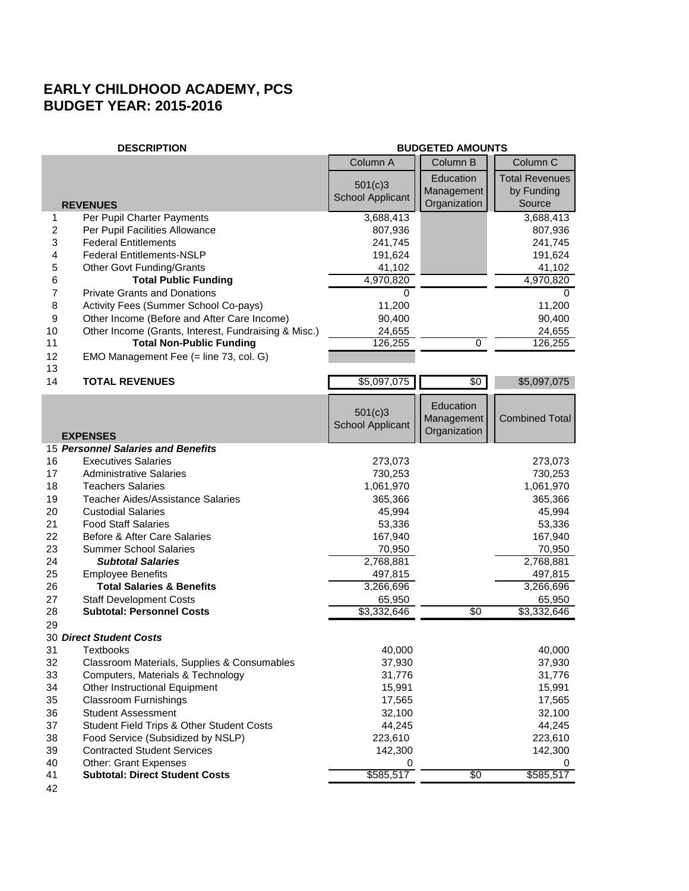# EARLY CHILDHOOD ACADEMY, PCS
# BUDGET YEAR: 2015-2016

| | DESCRIPTION | BUDGETED AMOUNTS | | |
|---|---|---|---|---|
| | | Column A | Column B | Column C |
| | **REVENUES** | 501(c)3 School Applicant | Education Management Organization | Total Revenues by Funding Source |
| 1 | Per Pupil Charter Payments | 3,688,413 | | 3,688,413 |
| 2 | Per Pupil Facilities Allowance | 807,936 | | 807,936 |
| 3 | Federal Entitlements | 241,745 | | 241,745 |
| 4 | Federal Entitlements-NSLP | 191,624 | | 191,624 |
| 5 | Other Govt Funding/Grants | 41,102 | | 41,102 |
| 6 | **Total Public Funding** | 4,970,820 | | 4,970,820 |
| 7 | Private Grants and Donations | 0 | | 0 |
| 8 | Activity Fees (Summer School Co-pays) | 11,200 | | 11,200 |
| 9 | Other Income (Before and After Care Income) | 90,400 | | 90,400 |
| 10 | Other Income (Grants, Interest, Fundraising & Misc.) | 24,655 | | 24,655 |
| 11 | **Total Non-Public Funding** | 126,255 | 0 | 126,255 |
| 12 | EMO Management Fee (= line 73, col. G) | | | |
| 13 | | | | |
| 14 | **TOTAL REVENUES** | $5,097,075 | $0 | $5,097,075 |

| | **EXPENSES** | 501(c)3 School Applicant | Education Management Organization | Combined Total |
|---|---|---|---|---|
| 15 | ***Personnel Salaries and Benefits*** | | | |
| 16 | Executives Salaries | 273,073 | | 273,073 |
| 17 | Administrative Salaries | 730,253 | | 730,253 |
| 18 | Teachers Salaries | 1,061,970 | | 1,061,970 |
| 19 | Teacher Aides/Assistance Salaries | 365,366 | | 365,366 |
| 20 | Custodial Salaries | 45,994 | | 45,994 |
| 21 | Food Staff Salaries | 53,336 | | 53,336 |
| 22 | Before & After Care Salaries | 167,940 | | 167,940 |
| 23 | Summer School Salaries | 70,950 | | 70,950 |
| 24 | ***Subtotal Salaries*** | 2,768,881 | | 2,768,881 |
| 25 | Employee Benefits | 497,815 | | 497,815 |
| 26 | **Total Salaries & Benefits** | 3,266,696 | | 3,266,696 |
| 27 | Staff Development Costs | 65,950 | | 65,950 |
| 28 | **Subtotal: Personnel Costs** | $3,332,646 | $0 | $3,332,646 |
| 29 | | | | |
| 30 | ***Direct Student Costs*** | | | |
| 31 | Textbooks | 40,000 | | 40,000 |
| 32 | Classroom Materials, Supplies & Consumables | 37,930 | | 37,930 |
| 33 | Computers, Materials & Technology | 31,776 | | 31,776 |
| 34 | Other Instructional Equipment | 15,991 | | 15,991 |
| 35 | Classroom Furnishings | 17,565 | | 17,565 |
| 36 | Student Assessment | 32,100 | | 32,100 |
| 37 | Student Field Trips & Other Student Costs | 44,245 | | 44,245 |
| 38 | Food Service (Subsidized by NSLP) | 223,610 | | 223,610 |
| 39 | Contracted Student Services | 142,300 | | 142,300 |
| 40 | Other: Grant Expenses | 0 | | 0 |
| 41 | **Subtotal: Direct Student Costs** | $585,517 | $0 | $585,517 |
| 42 | | | | |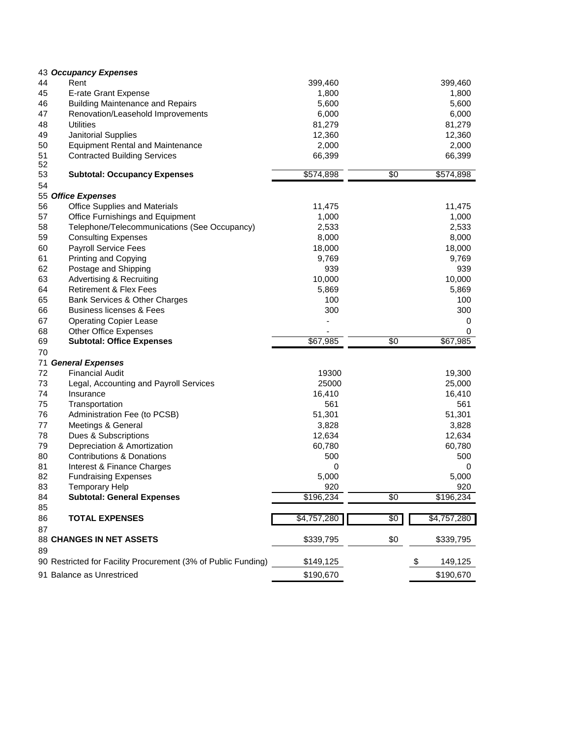| # | Description | | | |
|---|---|---|---|---|
| 43 | ***Occupancy Expenses*** | | | |
| 44 | Rent | 399,460 | | 399,460 |
| 45 | E-rate Grant Expense | 1,800 | | 1,800 |
| 46 | Building Maintenance and Repairs | 5,600 | | 5,600 |
| 47 | Renovation/Leasehold Improvements | 6,000 | | 6,000 |
| 48 | Utilities | 81,279 | | 81,279 |
| 49 | Janitorial Supplies | 12,360 | | 12,360 |
| 50 | Equipment Rental and Maintenance | 2,000 | | 2,000 |
| 51 | Contracted Building Services | 66,399 | | 66,399 |
| 52 | | | | |
| 53 | **Subtotal: Occupancy Expenses** | $574,898 | $0 | $574,898 |
| 54 | | | | |
| 55 | ***Office Expenses*** | | | |
| 56 | Office Supplies and Materials | 11,475 | | 11,475 |
| 57 | Office Furnishings and Equipment | 1,000 | | 1,000 |
| 58 | Telephone/Telecommunications (See Occupancy) | 2,533 | | 2,533 |
| 59 | Consulting Expenses | 8,000 | | 8,000 |
| 60 | Payroll Service Fees | 18,000 | | 18,000 |
| 61 | Printing and Copying | 9,769 | | 9,769 |
| 62 | Postage and Shipping | 939 | | 939 |
| 63 | Advertising & Recruiting | 10,000 | | 10,000 |
| 64 | Retirement & Flex Fees | 5,869 | | 5,869 |
| 65 | Bank Services & Other Charges | 100 | | 100 |
| 66 | Business licenses & Fees | 300 | | 300 |
| 67 | Operating Copier Lease | - | | 0 |
| 68 | Other Office Expenses | - | | 0 |
| 69 | **Subtotal: Office Expenses** | $67,985 | $0 | $67,985 |
| 70 | | | | |
| 71 | ***General Expenses*** | | | |
| 72 | Financial Audit | 19300 | | 19,300 |
| 73 | Legal, Accounting and Payroll Services | 25000 | | 25,000 |
| 74 | Insurance | 16,410 | | 16,410 |
| 75 | Transportation | 561 | | 561 |
| 76 | Administration Fee (to PCSB) | 51,301 | | 51,301 |
| 77 | Meetings & General | 3,828 | | 3,828 |
| 78 | Dues & Subscriptions | 12,634 | | 12,634 |
| 79 | Depreciation & Amortization | 60,780 | | 60,780 |
| 80 | Contributions & Donations | 500 | | 500 |
| 81 | Interest & Finance Charges | 0 | | 0 |
| 82 | Fundraising Expenses | 5,000 | | 5,000 |
| 83 | Temporary Help | 920 | | 920 |
| 84 | **Subtotal: General Expenses** | $196,234 | $0 | $196,234 |
| 85 | | | | |
| 86 | **TOTAL EXPENSES** | $4,757,280 | $0 | $4,757,280 |
| 87 | | | | |
| 88 | **CHANGES IN NET ASSETS** | $339,795 | $0 | $339,795 |
| 89 | | | | |
| 90 | Restricted for Facility Procurement (3% of Public Funding) | $149,125 | | $ 149,125 |
| 91 | Balance as Unrestriced | $190,670 | | $190,670 |